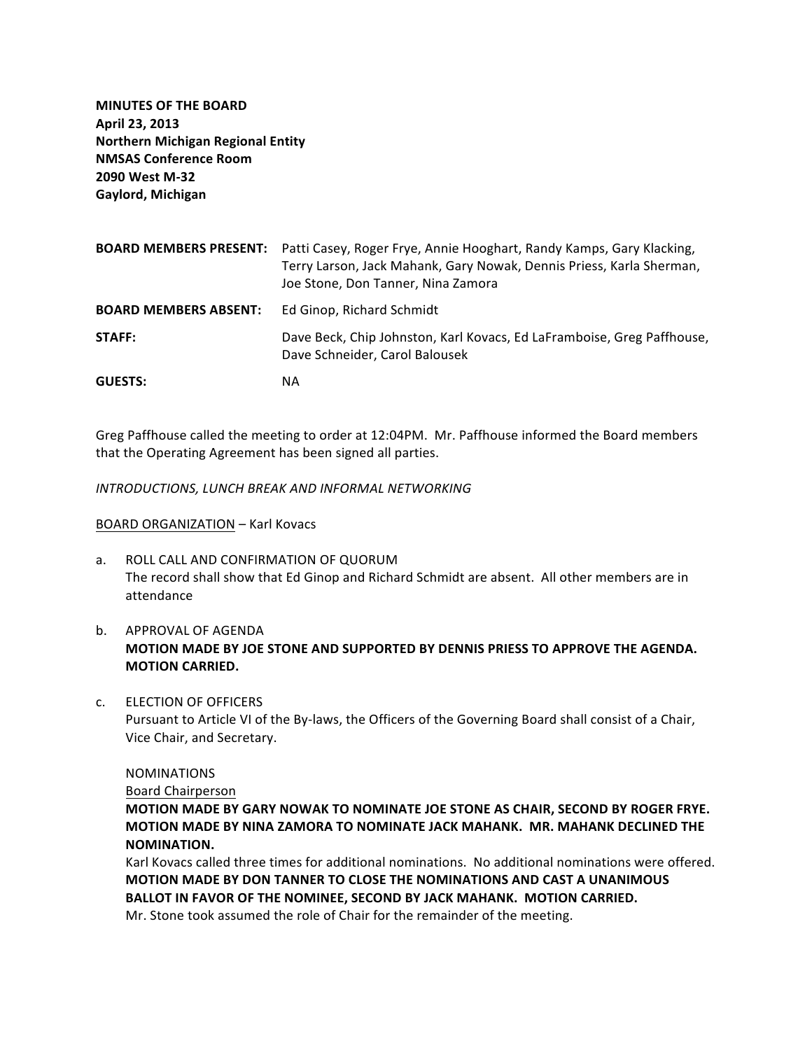**MINUTES OF THE BOARD**
**April 23, 2013**
**Northern Michigan Regional Entity**
**NMSAS Conference Room**
**2090 West M-32**
**Gaylord, Michigan**

| | |
|---|---|
| **BOARD MEMBERS PRESENT:** | Patti Casey, Roger Frye, Annie Hooghart, Randy Kamps, Gary Klacking, Terry Larson, Jack Mahank, Gary Nowak, Dennis Priess, Karla Sherman, Joe Stone, Don Tanner, Nina Zamora |
| **BOARD MEMBERS ABSENT:** | Ed Ginop, Richard Schmidt |
| **STAFF:** | Dave Beck, Chip Johnston, Karl Kovacs, Ed LaFramboise, Greg Paffhouse, Dave Schneider, Carol Balousek |
| **GUESTS:** | NA |

Greg Paffhouse called the meeting to order at 12:04PM. Mr. Paffhouse informed the Board members that the Operating Agreement has been signed all parties.

*INTRODUCTIONS, LUNCH BREAK AND INFORMAL NETWORKING*

BOARD ORGANIZATION – Karl Kovacs

a. ROLL CALL AND CONFIRMATION OF QUORUM
The record shall show that Ed Ginop and Richard Schmidt are absent. All other members are in attendance

b. APPROVAL OF AGENDA
**MOTION MADE BY JOE STONE AND SUPPORTED BY DENNIS PRIESS TO APPROVE THE AGENDA. MOTION CARRIED.**

c. ELECTION OF OFFICERS
Pursuant to Article VI of the By-laws, the Officers of the Governing Board shall consist of a Chair, Vice Chair, and Secretary.

NOMINATIONS
Board Chairperson
**MOTION MADE BY GARY NOWAK TO NOMINATE JOE STONE AS CHAIR, SECOND BY ROGER FRYE. MOTION MADE BY NINA ZAMORA TO NOMINATE JACK MAHANK. MR. MAHANK DECLINED THE NOMINATION.**
Karl Kovacs called three times for additional nominations. No additional nominations were offered.
**MOTION MADE BY DON TANNER TO CLOSE THE NOMINATIONS AND CAST A UNANIMOUS BALLOT IN FAVOR OF THE NOMINEE, SECOND BY JACK MAHANK. MOTION CARRIED.**
Mr. Stone took assumed the role of Chair for the remainder of the meeting.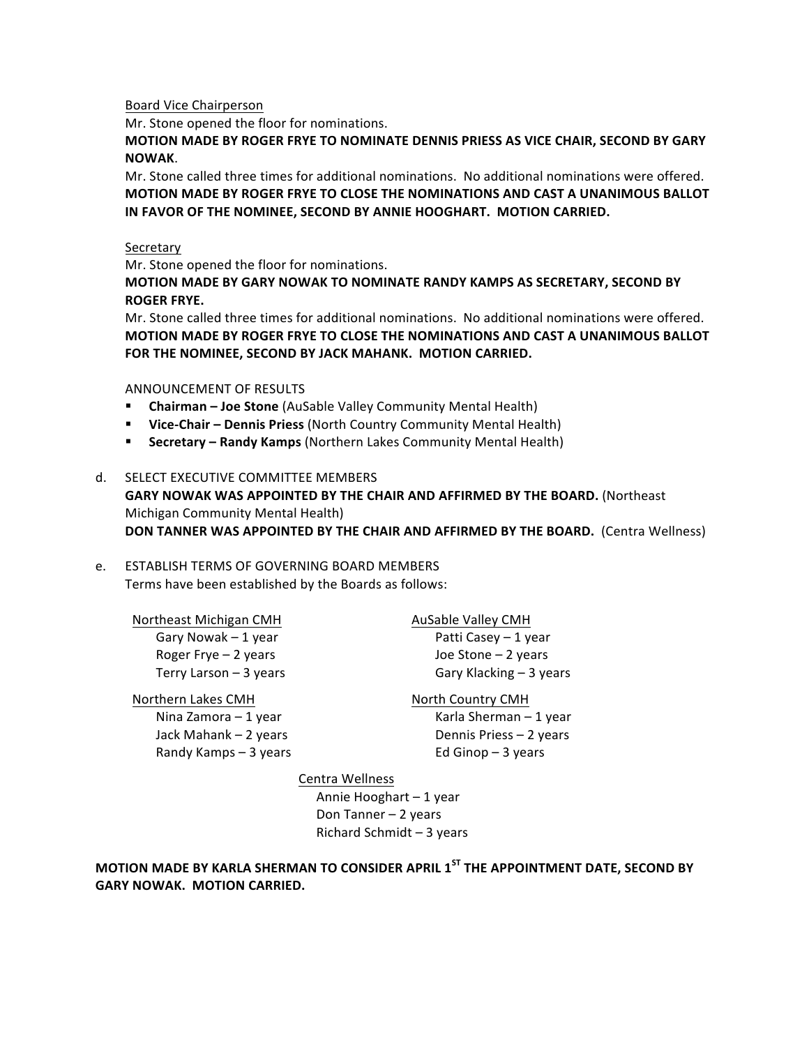Board Vice Chairperson

Mr. Stone opened the floor for nominations.

**MOTION MADE BY ROGER FRYE TO NOMINATE DENNIS PRIESS AS VICE CHAIR, SECOND BY GARY NOWAK**.

Mr. Stone called three times for additional nominations. No additional nominations were offered.

**MOTION MADE BY ROGER FRYE TO CLOSE THE NOMINATIONS AND CAST A UNANIMOUS BALLOT IN FAVOR OF THE NOMINEE, SECOND BY ANNIE HOOGHART. MOTION CARRIED.**

Secretary

Mr. Stone opened the floor for nominations.

**MOTION MADE BY GARY NOWAK TO NOMINATE RANDY KAMPS AS SECRETARY, SECOND BY ROGER FRYE.**

Mr. Stone called three times for additional nominations. No additional nominations were offered.

**MOTION MADE BY ROGER FRYE TO CLOSE THE NOMINATIONS AND CAST A UNANIMOUS BALLOT FOR THE NOMINEE, SECOND BY JACK MAHANK. MOTION CARRIED.**

ANNOUNCEMENT OF RESULTS

- **Chairman – Joe Stone** (AuSable Valley Community Mental Health)
- **Vice-Chair – Dennis Priess** (North Country Community Mental Health)
- **Secretary – Randy Kamps** (Northern Lakes Community Mental Health)

d. SELECT EXECUTIVE COMMITTEE MEMBERS

**GARY NOWAK WAS APPOINTED BY THE CHAIR AND AFFIRMED BY THE BOARD.** (Northeast Michigan Community Mental Health)

**DON TANNER WAS APPOINTED BY THE CHAIR AND AFFIRMED BY THE BOARD.** (Centra Wellness)

e. ESTABLISH TERMS OF GOVERNING BOARD MEMBERS

Terms have been established by the Boards as follows:

Northeast Michigan CMH
- Gary Nowak – 1 year
- Roger Frye – 2 years
- Terry Larson – 3 years

AuSable Valley CMH
- Patti Casey – 1 year
- Joe Stone – 2 years
- Gary Klacking – 3 years

Northern Lakes CMH
- Nina Zamora – 1 year
- Jack Mahank – 2 years
- Randy Kamps – 3 years

North Country CMH
- Karla Sherman – 1 year
- Dennis Priess – 2 years
- Ed Ginop – 3 years

Centra Wellness
- Annie Hooghart – 1 year
- Don Tanner – 2 years
- Richard Schmidt – 3 years

**MOTION MADE BY KARLA SHERMAN TO CONSIDER APRIL 1ST THE APPOINTMENT DATE, SECOND BY GARY NOWAK. MOTION CARRIED.**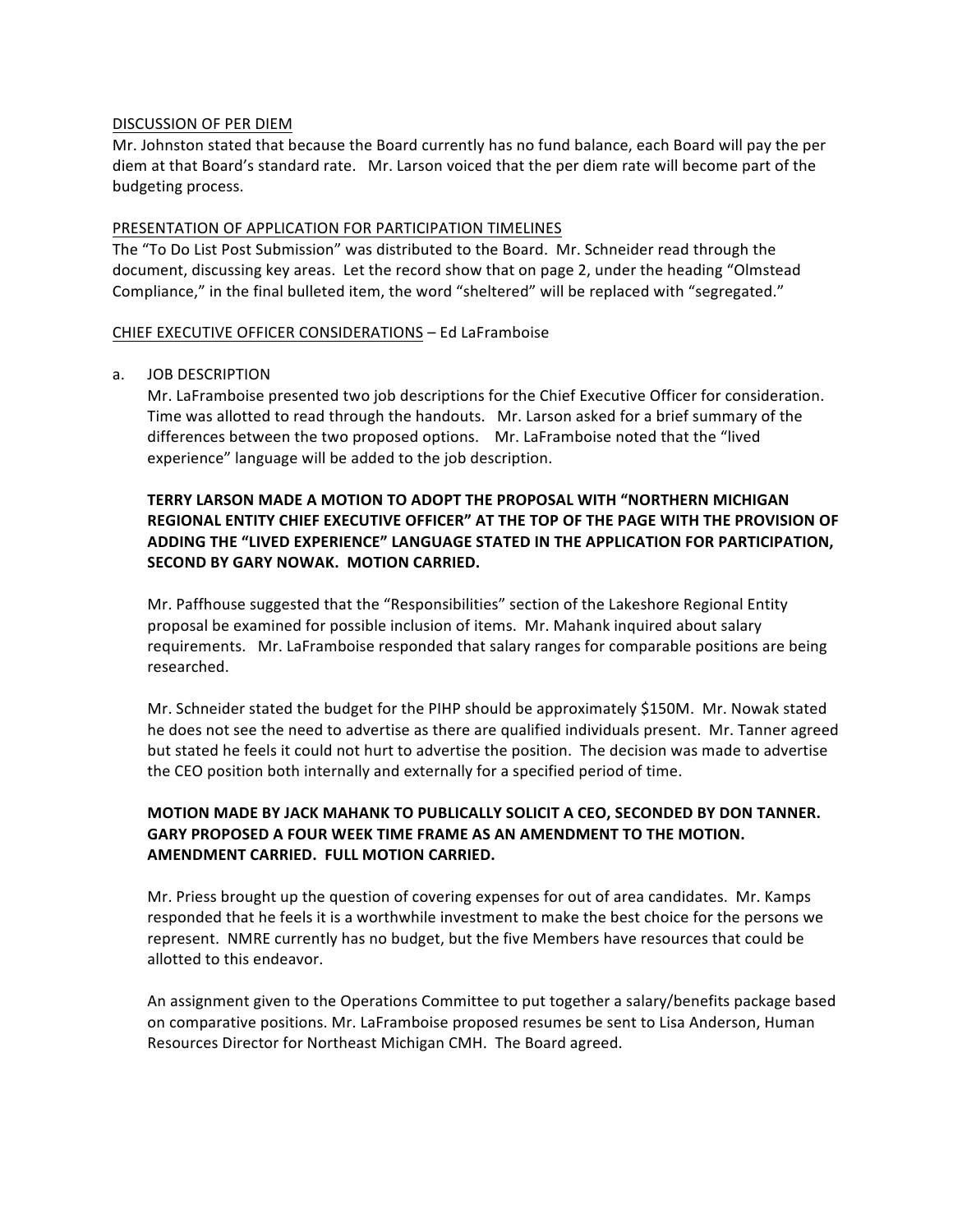<u>DISCUSSION OF PER DIEM</u>

Mr. Johnston stated that because the Board currently has no fund balance, each Board will pay the per diem at that Board's standard rate. Mr. Larson voiced that the per diem rate will become part of the budgeting process.

<u>PRESENTATION OF APPLICATION FOR PARTICIPATION TIMELINES</u>

The "To Do List Post Submission" was distributed to the Board. Mr. Schneider read through the document, discussing key areas. Let the record show that on page 2, under the heading "Olmstead Compliance," in the final bulleted item, the word "sheltered" will be replaced with "segregated."

<u>CHIEF EXECUTIVE OFFICER CONSIDERATIONS</u> – Ed LaFramboise

a. JOB DESCRIPTION

Mr. LaFramboise presented two job descriptions for the Chief Executive Officer for consideration. Time was allotted to read through the handouts. Mr. Larson asked for a brief summary of the differences between the two proposed options. Mr. LaFramboise noted that the "lived experience" language will be added to the job description.

**TERRY LARSON MADE A MOTION TO ADOPT THE PROPOSAL WITH "NORTHERN MICHIGAN REGIONAL ENTITY CHIEF EXECUTIVE OFFICER" AT THE TOP OF THE PAGE WITH THE PROVISION OF ADDING THE "LIVED EXPERIENCE" LANGUAGE STATED IN THE APPLICATION FOR PARTICIPATION, SECOND BY GARY NOWAK. MOTION CARRIED.**

Mr. Paffhouse suggested that the "Responsibilities" section of the Lakeshore Regional Entity proposal be examined for possible inclusion of items. Mr. Mahank inquired about salary requirements. Mr. LaFramboise responded that salary ranges for comparable positions are being researched.

Mr. Schneider stated the budget for the PIHP should be approximately $150M. Mr. Nowak stated he does not see the need to advertise as there are qualified individuals present. Mr. Tanner agreed but stated he feels it could not hurt to advertise the position. The decision was made to advertise the CEO position both internally and externally for a specified period of time.

**MOTION MADE BY JACK MAHANK TO PUBLICALLY SOLICIT A CEO, SECONDED BY DON TANNER. GARY PROPOSED A FOUR WEEK TIME FRAME AS AN AMENDMENT TO THE MOTION. AMENDMENT CARRIED. FULL MOTION CARRIED.**

Mr. Priess brought up the question of covering expenses for out of area candidates. Mr. Kamps responded that he feels it is a worthwhile investment to make the best choice for the persons we represent. NMRE currently has no budget, but the five Members have resources that could be allotted to this endeavor.

An assignment given to the Operations Committee to put together a salary/benefits package based on comparative positions. Mr. LaFramboise proposed resumes be sent to Lisa Anderson, Human Resources Director for Northeast Michigan CMH. The Board agreed.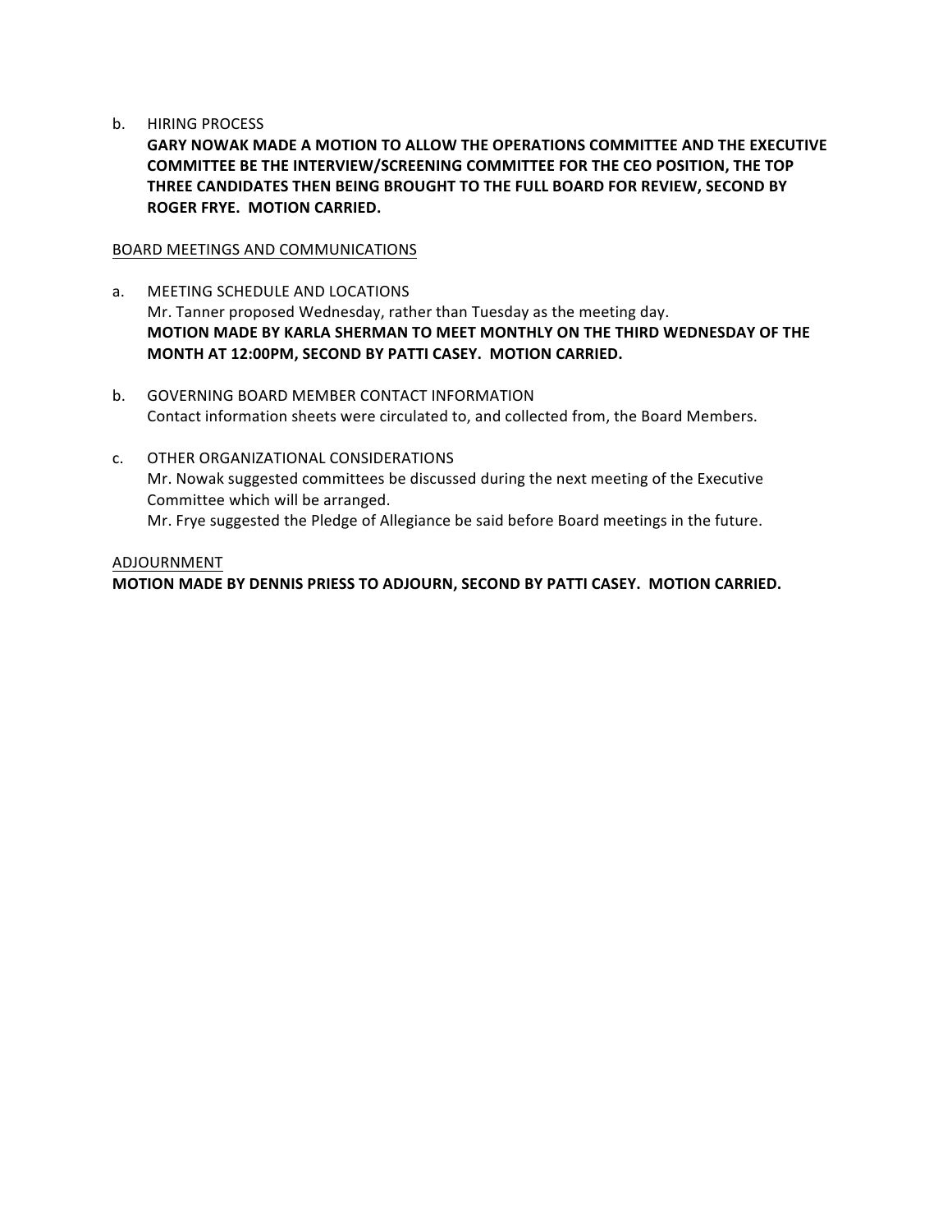b. HIRING PROCESS
**GARY NOWAK MADE A MOTION TO ALLOW THE OPERATIONS COMMITTEE AND THE EXECUTIVE COMMITTEE BE THE INTERVIEW/SCREENING COMMITTEE FOR THE CEO POSITION, THE TOP THREE CANDIDATES THEN BEING BROUGHT TO THE FULL BOARD FOR REVIEW, SECOND BY ROGER FRYE. MOTION CARRIED.**

<u>BOARD MEETINGS AND COMMUNICATIONS</u>

a. MEETING SCHEDULE AND LOCATIONS
Mr. Tanner proposed Wednesday, rather than Tuesday as the meeting day.
**MOTION MADE BY KARLA SHERMAN TO MEET MONTHLY ON THE THIRD WEDNESDAY OF THE MONTH AT 12:00PM, SECOND BY PATTI CASEY. MOTION CARRIED.**

b. GOVERNING BOARD MEMBER CONTACT INFORMATION
Contact information sheets were circulated to, and collected from, the Board Members.

c. OTHER ORGANIZATIONAL CONSIDERATIONS
Mr. Nowak suggested committees be discussed during the next meeting of the Executive Committee which will be arranged.
Mr. Frye suggested the Pledge of Allegiance be said before Board meetings in the future.

<u>ADJOURNMENT</u>
**MOTION MADE BY DENNIS PRIESS TO ADJOURN, SECOND BY PATTI CASEY. MOTION CARRIED.**